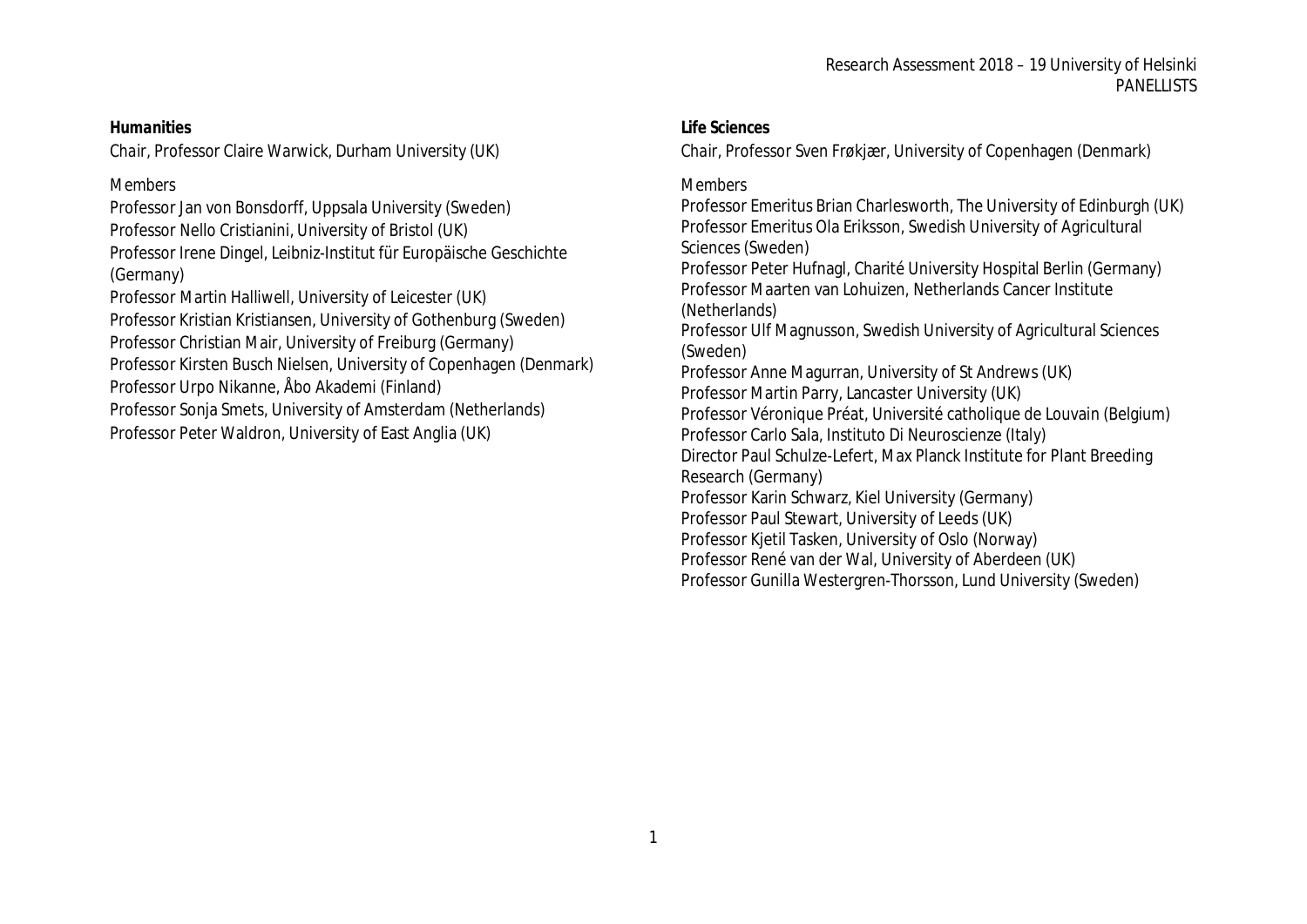## Humanities

Chair, Professor Claire Warwick, Durham University (UK)

Members

Professor Jan von Bonsdorff, Uppsala University (Sweden)
Professor Nello Cristianini, University of Bristol (UK)
Professor Irene Dingel, Leibniz-Institut für Europäische Geschichte (Germany)
Professor Martin Halliwell, University of Leicester (UK)
Professor Kristian Kristiansen, University of Gothenburg (Sweden)
Professor Christian Mair, University of Freiburg (Germany)
Professor Kirsten Busch Nielsen, University of Copenhagen (Denmark)
Professor Urpo Nikanne, Åbo Akademi (Finland)
Professor Sonja Smets, University of Amsterdam (Netherlands)
Professor Peter Waldron, University of East Anglia (UK)

## Life Sciences

Chair, Professor Sven Frøkjær, University of Copenhagen (Denmark)

Members

Professor Emeritus Brian Charlesworth, The University of Edinburgh (UK)
Professor Emeritus Ola Eriksson, Swedish University of Agricultural Sciences (Sweden)
Professor Peter Hufnagl, Charité University Hospital Berlin (Germany)
Professor Maarten van Lohuizen, Netherlands Cancer Institute (Netherlands)
Professor Ulf Magnusson, Swedish University of Agricultural Sciences (Sweden)
Professor Anne Magurran, University of St Andrews (UK)
Professor Martin Parry, Lancaster University (UK)
Professor Véronique Préat, Université catholique de Louvain (Belgium)
Professor Carlo Sala, Instituto Di Neuroscienze (Italy)
Director Paul Schulze-Lefert, Max Planck Institute for Plant Breeding Research (Germany)
Professor Karin Schwarz, Kiel University (Germany)
Professor Paul Stewart, University of Leeds (UK)
Professor Kjetil Tasken, University of Oslo (Norway)
Professor René van der Wal, University of Aberdeen (UK)
Professor Gunilla Westergren-Thorsson, Lund University (Sweden)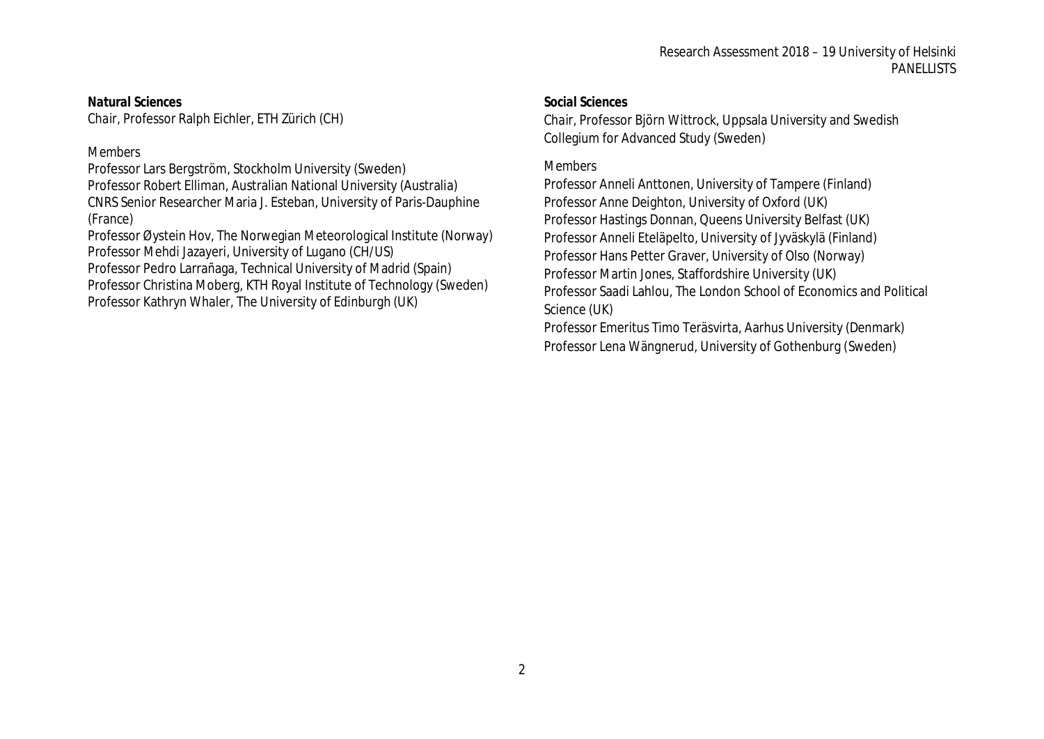**Natural Sciences**

Chair, Professor Ralph Eichler, ETH Zürich (CH)

Members

Professor Lars Bergström, Stockholm University (Sweden)
Professor Robert Elliman, Australian National University (Australia)
CNRS Senior Researcher Maria J. Esteban, University of Paris-Dauphine (France)
Professor Øystein Hov, The Norwegian Meteorological Institute (Norway)
Professor Mehdi Jazayeri, University of Lugano (CH/US)
Professor Pedro Larrañaga, Technical University of Madrid (Spain)
Professor Christina Moberg, KTH Royal Institute of Technology (Sweden)
Professor Kathryn Whaler, The University of Edinburgh (UK)

**Social Sciences**

Chair, Professor Björn Wittrock, Uppsala University and Swedish Collegium for Advanced Study (Sweden)

Members

Professor Anneli Anttonen, University of Tampere (Finland)
Professor Anne Deighton, University of Oxford (UK)
Professor Hastings Donnan, Queens University Belfast (UK)
Professor Anneli Eteläpelto, University of Jyväskylä (Finland)
Professor Hans Petter Graver, University of Olso (Norway)
Professor Martin Jones, Staffordshire University (UK)
Professor Saadi Lahlou, The London School of Economics and Political Science (UK)
Professor Emeritus Timo Teräsvirta, Aarhus University (Denmark)
Professor Lena Wängnerud, University of Gothenburg (Sweden)